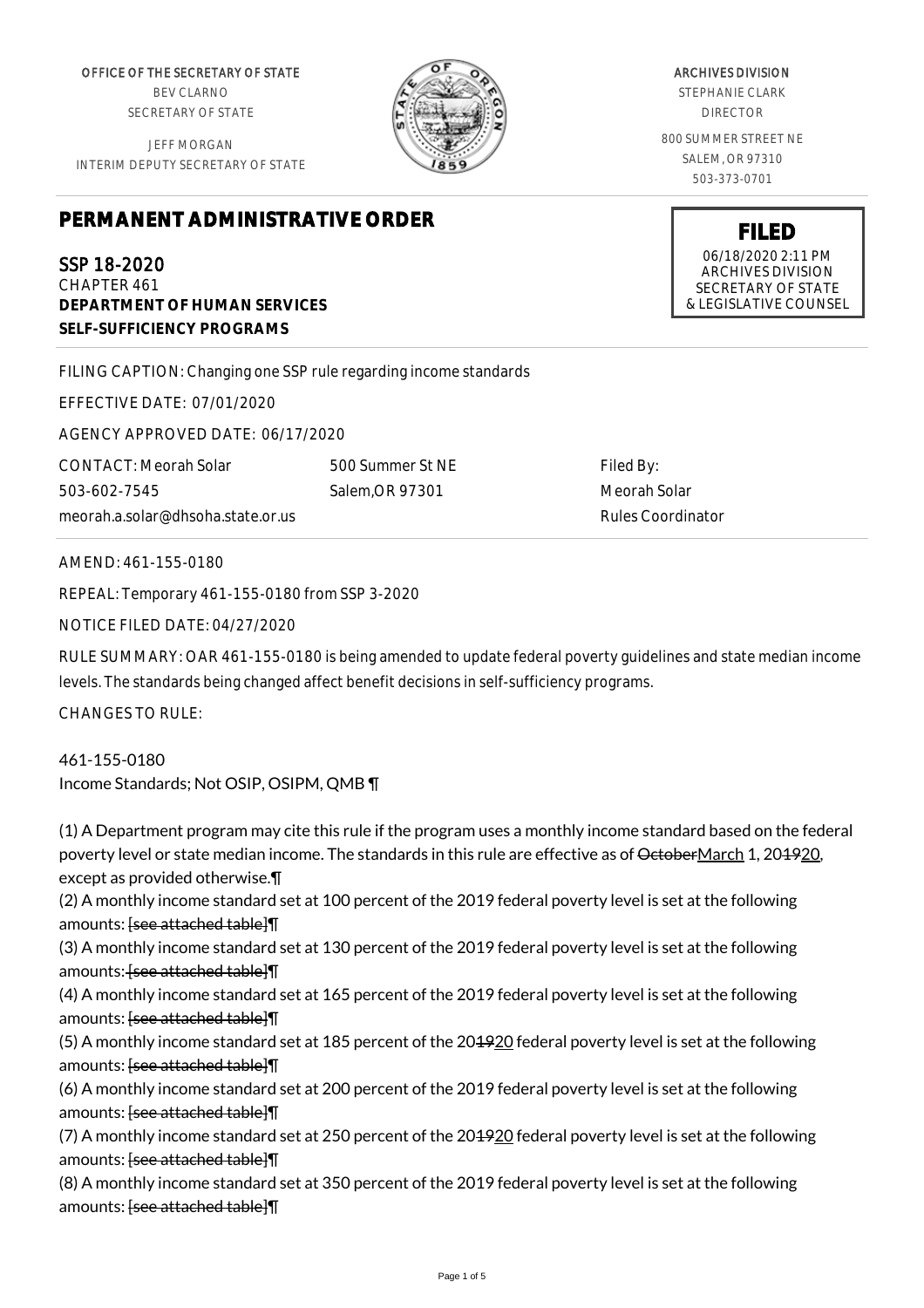OFFICE OF THE SECRETARY OF STATE
BEV CLARNO
SECRETARY OF STATE

JEFF MORGAN
INTERIM DEPUTY SECRETARY OF STATE

ARCHIVES DIVISION
STEPHANIE CLARK
DIRECTOR

800 SUMMER STREET NE
SALEM, OR 97310
503-373-0701

**FILED**
06/18/2020 2:11 PM
ARCHIVES DIVISION
SECRETARY OF STATE
& LEGISLATIVE COUNSEL

# PERMANENT ADMINISTRATIVE ORDER

SSP 18-2020
CHAPTER 461
**DEPARTMENT OF HUMAN SERVICES**
**SELF-SUFFICIENCY PROGRAMS**

FILING CAPTION: Changing one SSP rule regarding income standards

EFFECTIVE DATE: 07/01/2020

AGENCY APPROVED DATE: 06/17/2020

CONTACT: Meorah Solar
503-602-7545
meorah.a.solar@dhsoha.state.or.us

500 Summer St NE
Salem,OR 97301

Filed By:
Meorah Solar
Rules Coordinator

AMEND: 461-155-0180

REPEAL: Temporary 461-155-0180 from SSP 3-2020

NOTICE FILED DATE: 04/27/2020

RULE SUMMARY: OAR 461-155-0180 is being amended to update federal poverty guidelines and state median income levels. The standards being changed affect benefit decisions in self-sufficiency programs.

CHANGES TO RULE:

461-155-0180
Income Standards; Not OSIP, OSIPM, QMB ¶

(1) A Department program may cite this rule if the program uses a monthly income standard based on the federal poverty level or state median income. The standards in this rule are effective as of ~~October~~March 1, 20~~19~~20, except as provided otherwise.¶
(2) A monthly income standard set at 100 percent of the 2019 federal poverty level is set at the following amounts: ~~[see attached table]~~¶
(3) A monthly income standard set at 130 percent of the 2019 federal poverty level is set at the following amounts: ~~[see attached table]~~¶
(4) A monthly income standard set at 165 percent of the 2019 federal poverty level is set at the following amounts: ~~[see attached table]~~¶
(5) A monthly income standard set at 185 percent of the 20~~19~~20 federal poverty level is set at the following amounts: ~~[see attached table]~~¶
(6) A monthly income standard set at 200 percent of the 2019 federal poverty level is set at the following amounts: ~~[see attached table]~~¶
(7) A monthly income standard set at 250 percent of the 20~~19~~20 federal poverty level is set at the following amounts: ~~[see attached table]~~¶
(8) A monthly income standard set at 350 percent of the 2019 federal poverty level is set at the following amounts: ~~[see attached table]~~¶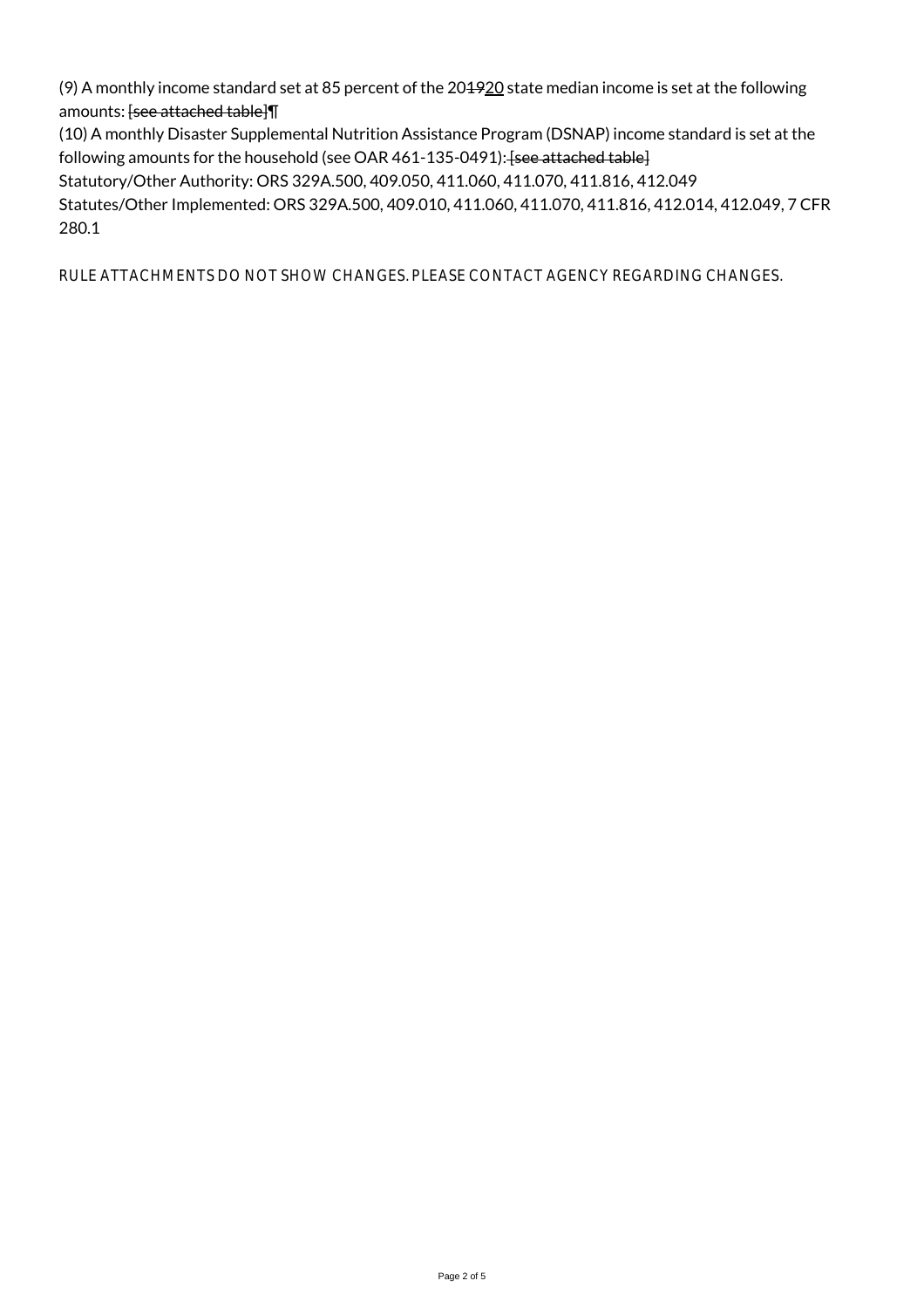(9) A monthly income standard set at 85 percent of the 2~~01~~9~~20~~ state median income is set at the following amounts: ~~[see attached table]~~¶

(10) A monthly Disaster Supplemental Nutrition Assistance Program (DSNAP) income standard is set at the following amounts for the household (see OAR 461-135-0491): ~~[see attached table]~~

Statutory/Other Authority: ORS 329A.500, 409.050, 411.060, 411.070, 411.816, 412.049

Statutes/Other Implemented: ORS 329A.500, 409.010, 411.060, 411.070, 411.816, 412.014, 412.049, 7 CFR 280.1

RULE ATTACHMENTS DO NOT SHOW CHANGES. PLEASE CONTACT AGENCY REGARDING CHANGES.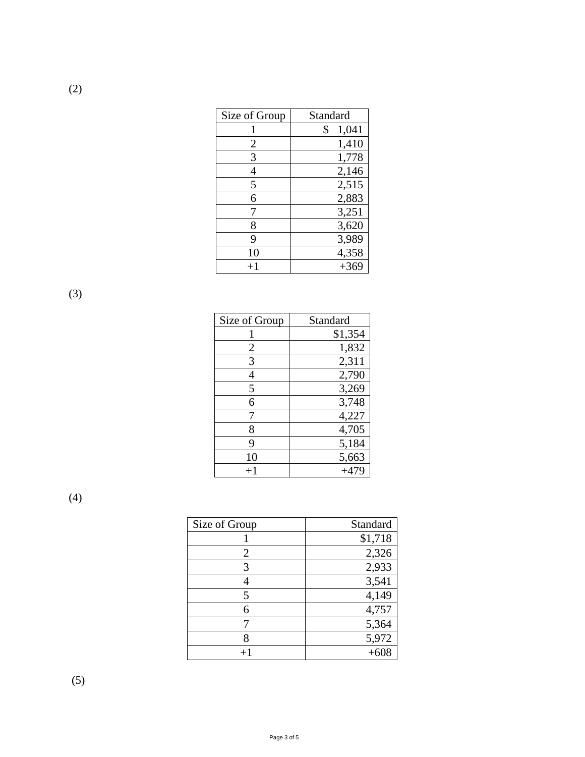(2)

| Size of Group | Standard |
|---|---|
| 1 | $ 1,041 |
| 2 | 1,410 |
| 3 | 1,778 |
| 4 | 2,146 |
| 5 | 2,515 |
| 6 | 2,883 |
| 7 | 3,251 |
| 8 | 3,620 |
| 9 | 3,989 |
| 10 | 4,358 |
| +1 | +369 |

(3)

| Size of Group | Standard |
|---|---|
| 1 | $1,354 |
| 2 | 1,832 |
| 3 | 2,311 |
| 4 | 2,790 |
| 5 | 3,269 |
| 6 | 3,748 |
| 7 | 4,227 |
| 8 | 4,705 |
| 9 | 5,184 |
| 10 | 5,663 |
| +1 | +479 |

(4)

| Size of Group | Standard |
|---|---|
| 1 | $1,718 |
| 2 | 2,326 |
| 3 | 2,933 |
| 4 | 3,541 |
| 5 | 4,149 |
| 6 | 4,757 |
| 7 | 5,364 |
| 8 | 5,972 |
| +1 | +608 |

(5)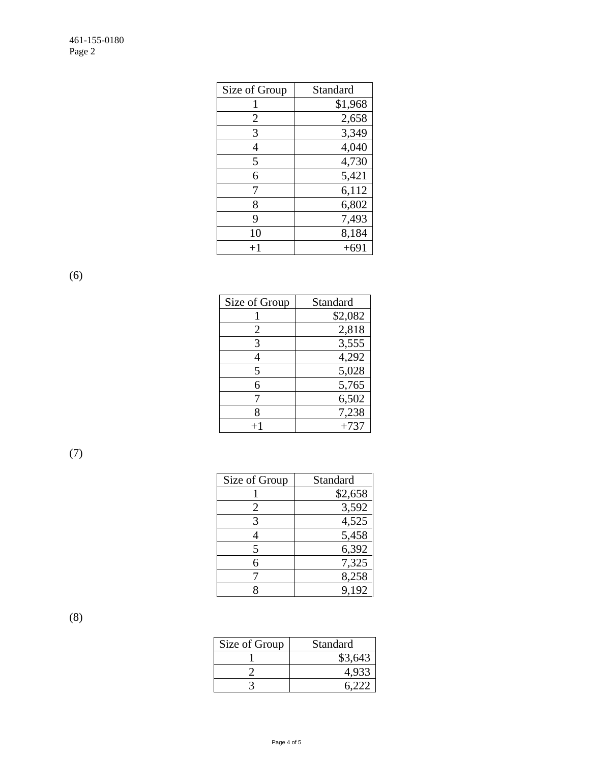| Size of Group | Standard |
|---|---|
| 1 | $1,968 |
| 2 | 2,658 |
| 3 | 3,349 |
| 4 | 4,040 |
| 5 | 4,730 |
| 6 | 5,421 |
| 7 | 6,112 |
| 8 | 6,802 |
| 9 | 7,493 |
| 10 | 8,184 |
| +1 | +691 |

(6)

| Size of Group | Standard |
|---|---|
| 1 | $2,082 |
| 2 | 2,818 |
| 3 | 3,555 |
| 4 | 4,292 |
| 5 | 5,028 |
| 6 | 5,765 |
| 7 | 6,502 |
| 8 | 7,238 |
| +1 | +737 |

(7)

| Size of Group | Standard |
|---|---|
| 1 | $2,658 |
| 2 | 3,592 |
| 3 | 4,525 |
| 4 | 5,458 |
| 5 | 6,392 |
| 6 | 7,325 |
| 7 | 8,258 |
| 8 | 9,192 |

(8)

| Size of Group | Standard |
|---|---|
| 1 | $3,643 |
| 2 | 4,933 |
| 3 | 6,222 |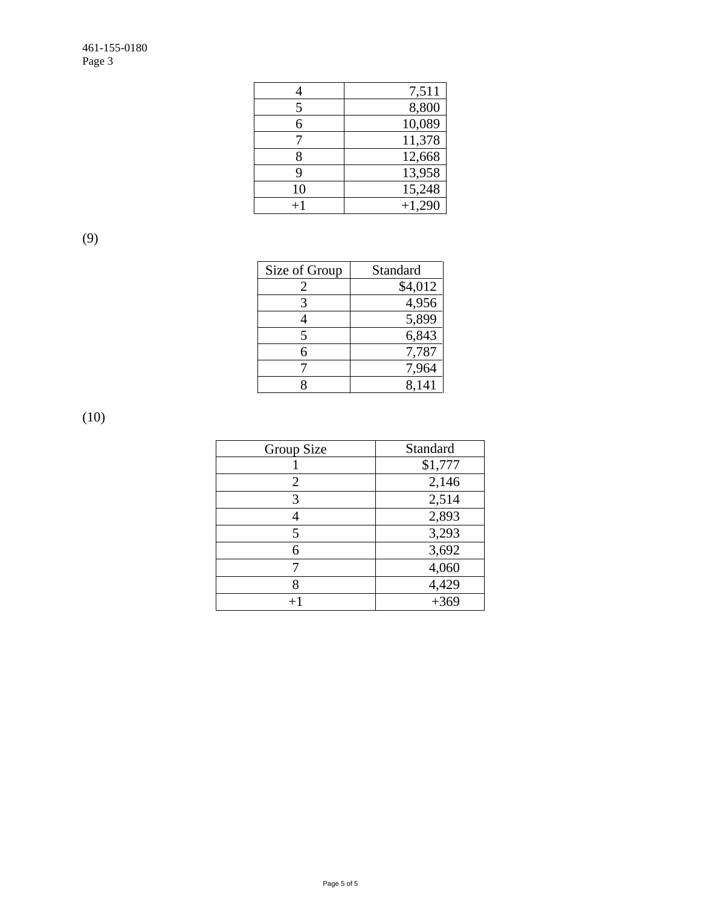| | |
|---|---|
| 4 | 7,511 |
| 5 | 8,800 |
| 6 | 10,089 |
| 7 | 11,378 |
| 8 | 12,668 |
| 9 | 13,958 |
| 10 | 15,248 |
| +1 | +1,290 |

(9)

| Size of Group | Standard |
|---|---|
| 2 | $4,012 |
| 3 | 4,956 |
| 4 | 5,899 |
| 5 | 6,843 |
| 6 | 7,787 |
| 7 | 7,964 |
| 8 | 8,141 |

(10)

| Group Size | Standard |
|---|---|
| 1 | $1,777 |
| 2 | 2,146 |
| 3 | 2,514 |
| 4 | 2,893 |
| 5 | 3,293 |
| 6 | 3,692 |
| 7 | 4,060 |
| 8 | 4,429 |
| +1 | +369 |